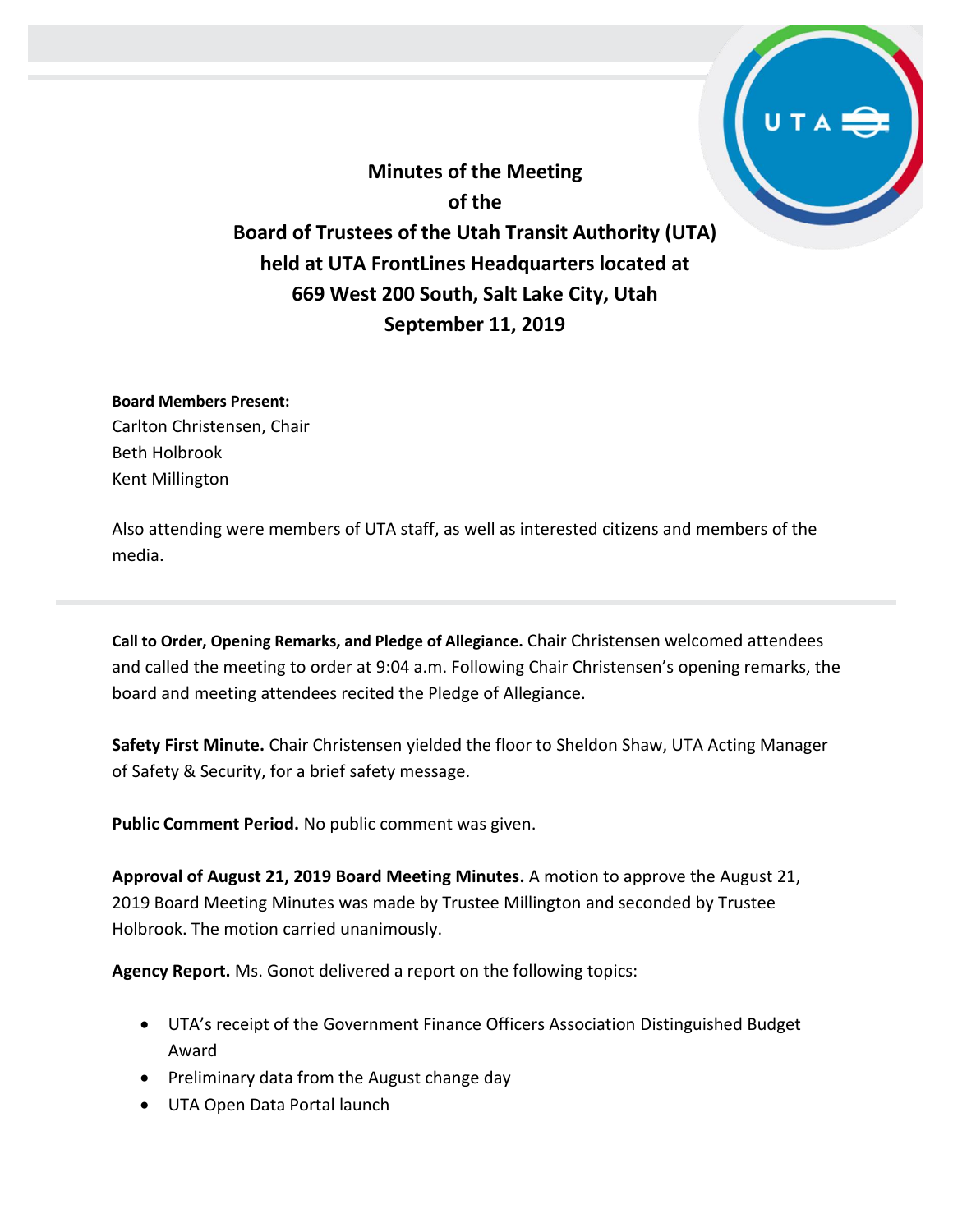# Minutes of the Meeting of the Board of Trustees of the Utah Transit Authority (UTA) held at UTA FrontLines Headquarters located at 669 West 200 South, Salt Lake City, Utah September 11, 2019

**Board Members Present:**
Carlton Christensen, Chair
Beth Holbrook
Kent Millington

Also attending were members of UTA staff, as well as interested citizens and members of the media.

---

**Call to Order, Opening Remarks, and Pledge of Allegiance.** Chair Christensen welcomed attendees and called the meeting to order at 9:04 a.m. Following Chair Christensen's opening remarks, the board and meeting attendees recited the Pledge of Allegiance.

**Safety First Minute.** Chair Christensen yielded the floor to Sheldon Shaw, UTA Acting Manager of Safety & Security, for a brief safety message.

**Public Comment Period.** No public comment was given.

**Approval of August 21, 2019 Board Meeting Minutes.** A motion to approve the August 21, 2019 Board Meeting Minutes was made by Trustee Millington and seconded by Trustee Holbrook. The motion carried unanimously.

**Agency Report.** Ms. Gonot delivered a report on the following topics:

- UTA's receipt of the Government Finance Officers Association Distinguished Budget Award
- Preliminary data from the August change day
- UTA Open Data Portal launch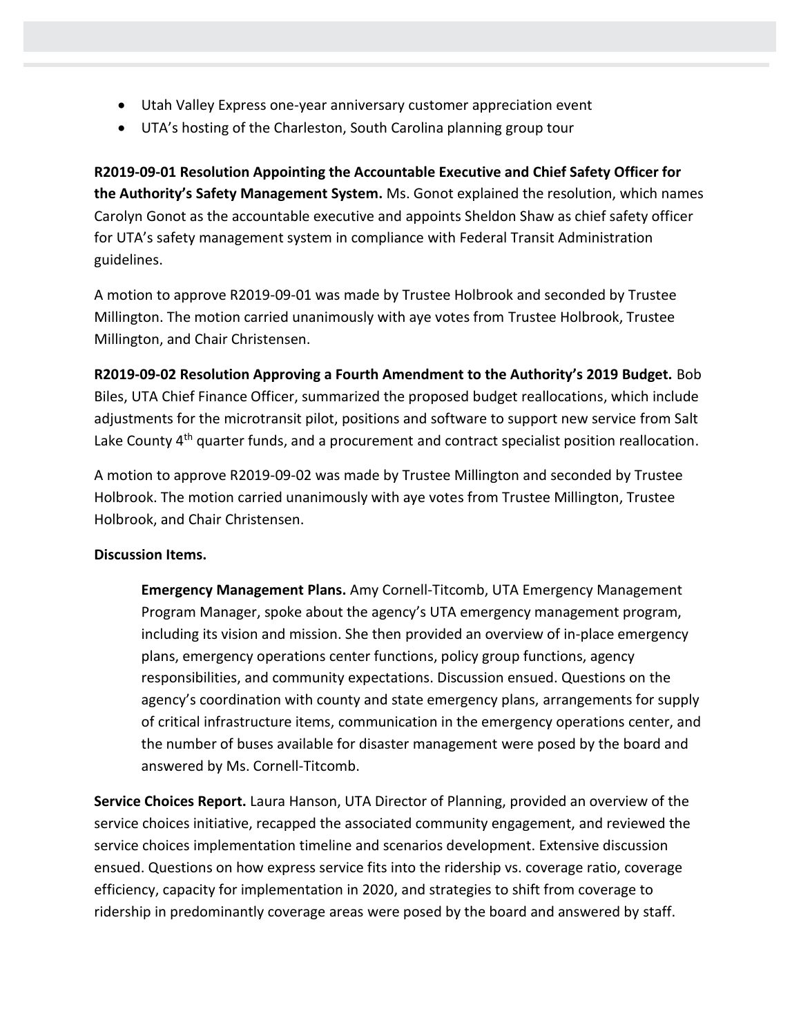- Utah Valley Express one-year anniversary customer appreciation event
- UTA's hosting of the Charleston, South Carolina planning group tour

**R2019-09-01 Resolution Appointing the Accountable Executive and Chief Safety Officer for the Authority's Safety Management System.** Ms. Gonot explained the resolution, which names Carolyn Gonot as the accountable executive and appoints Sheldon Shaw as chief safety officer for UTA's safety management system in compliance with Federal Transit Administration guidelines.

A motion to approve R2019-09-01 was made by Trustee Holbrook and seconded by Trustee Millington. The motion carried unanimously with aye votes from Trustee Holbrook, Trustee Millington, and Chair Christensen.

**R2019-09-02 Resolution Approving a Fourth Amendment to the Authority's 2019 Budget.** Bob Biles, UTA Chief Finance Officer, summarized the proposed budget reallocations, which include adjustments for the microtransit pilot, positions and software to support new service from Salt Lake County 4th quarter funds, and a procurement and contract specialist position reallocation.

A motion to approve R2019-09-02 was made by Trustee Millington and seconded by Trustee Holbrook. The motion carried unanimously with aye votes from Trustee Millington, Trustee Holbrook, and Chair Christensen.

**Discussion Items.**

**Emergency Management Plans.** Amy Cornell-Titcomb, UTA Emergency Management Program Manager, spoke about the agency's UTA emergency management program, including its vision and mission. She then provided an overview of in-place emergency plans, emergency operations center functions, policy group functions, agency responsibilities, and community expectations. Discussion ensued. Questions on the agency's coordination with county and state emergency plans, arrangements for supply of critical infrastructure items, communication in the emergency operations center, and the number of buses available for disaster management were posed by the board and answered by Ms. Cornell-Titcomb.

**Service Choices Report.** Laura Hanson, UTA Director of Planning, provided an overview of the service choices initiative, recapped the associated community engagement, and reviewed the service choices implementation timeline and scenarios development. Extensive discussion ensued. Questions on how express service fits into the ridership vs. coverage ratio, coverage efficiency, capacity for implementation in 2020, and strategies to shift from coverage to ridership in predominantly coverage areas were posed by the board and answered by staff.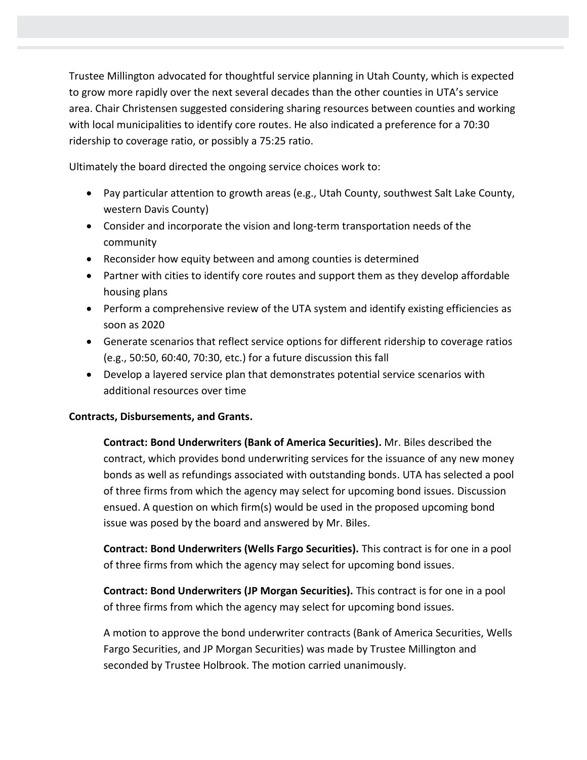Trustee Millington advocated for thoughtful service planning in Utah County, which is expected to grow more rapidly over the next several decades than the other counties in UTA's service area. Chair Christensen suggested considering sharing resources between counties and working with local municipalities to identify core routes. He also indicated a preference for a 70:30 ridership to coverage ratio, or possibly a 75:25 ratio.

Ultimately the board directed the ongoing service choices work to:

- Pay particular attention to growth areas (e.g., Utah County, southwest Salt Lake County, western Davis County)
- Consider and incorporate the vision and long-term transportation needs of the community
- Reconsider how equity between and among counties is determined
- Partner with cities to identify core routes and support them as they develop affordable housing plans
- Perform a comprehensive review of the UTA system and identify existing efficiencies as soon as 2020
- Generate scenarios that reflect service options for different ridership to coverage ratios (e.g., 50:50, 60:40, 70:30, etc.) for a future discussion this fall
- Develop a layered service plan that demonstrates potential service scenarios with additional resources over time

**Contracts, Disbursements, and Grants.**

**Contract: Bond Underwriters (Bank of America Securities).** Mr. Biles described the contract, which provides bond underwriting services for the issuance of any new money bonds as well as refundings associated with outstanding bonds. UTA has selected a pool of three firms from which the agency may select for upcoming bond issues. Discussion ensued. A question on which firm(s) would be used in the proposed upcoming bond issue was posed by the board and answered by Mr. Biles.

**Contract: Bond Underwriters (Wells Fargo Securities).** This contract is for one in a pool of three firms from which the agency may select for upcoming bond issues.

**Contract: Bond Underwriters (JP Morgan Securities).** This contract is for one in a pool of three firms from which the agency may select for upcoming bond issues.

A motion to approve the bond underwriter contracts (Bank of America Securities, Wells Fargo Securities, and JP Morgan Securities) was made by Trustee Millington and seconded by Trustee Holbrook. The motion carried unanimously.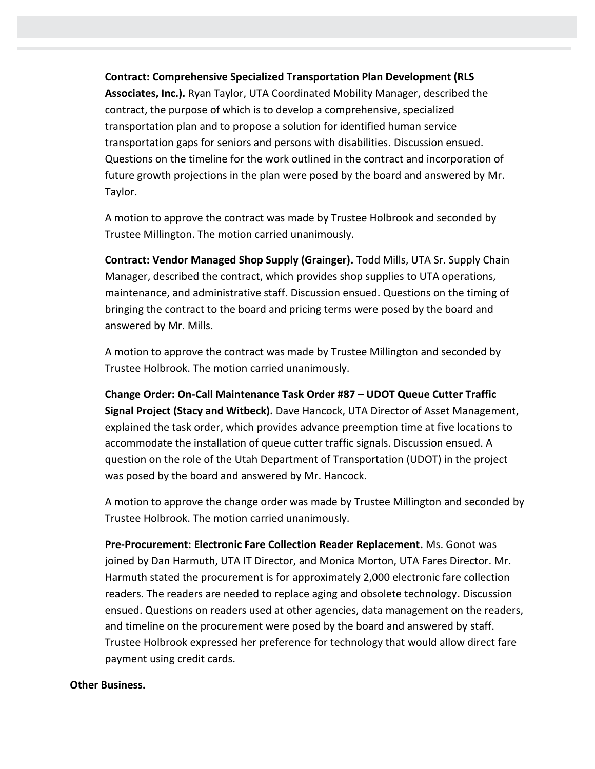**Contract: Comprehensive Specialized Transportation Plan Development (RLS Associates, Inc.).** Ryan Taylor, UTA Coordinated Mobility Manager, described the contract, the purpose of which is to develop a comprehensive, specialized transportation plan and to propose a solution for identified human service transportation gaps for seniors and persons with disabilities. Discussion ensued. Questions on the timeline for the work outlined in the contract and incorporation of future growth projections in the plan were posed by the board and answered by Mr. Taylor.

A motion to approve the contract was made by Trustee Holbrook and seconded by Trustee Millington. The motion carried unanimously.

**Contract: Vendor Managed Shop Supply (Grainger).** Todd Mills, UTA Sr. Supply Chain Manager, described the contract, which provides shop supplies to UTA operations, maintenance, and administrative staff. Discussion ensued. Questions on the timing of bringing the contract to the board and pricing terms were posed by the board and answered by Mr. Mills.

A motion to approve the contract was made by Trustee Millington and seconded by Trustee Holbrook. The motion carried unanimously.

**Change Order: On-Call Maintenance Task Order #87 – UDOT Queue Cutter Traffic Signal Project (Stacy and Witbeck).** Dave Hancock, UTA Director of Asset Management, explained the task order, which provides advance preemption time at five locations to accommodate the installation of queue cutter traffic signals. Discussion ensued. A question on the role of the Utah Department of Transportation (UDOT) in the project was posed by the board and answered by Mr. Hancock.

A motion to approve the change order was made by Trustee Millington and seconded by Trustee Holbrook. The motion carried unanimously.

**Pre-Procurement: Electronic Fare Collection Reader Replacement.** Ms. Gonot was joined by Dan Harmuth, UTA IT Director, and Monica Morton, UTA Fares Director. Mr. Harmuth stated the procurement is for approximately 2,000 electronic fare collection readers. The readers are needed to replace aging and obsolete technology. Discussion ensued. Questions on readers used at other agencies, data management on the readers, and timeline on the procurement were posed by the board and answered by staff. Trustee Holbrook expressed her preference for technology that would allow direct fare payment using credit cards.

**Other Business.**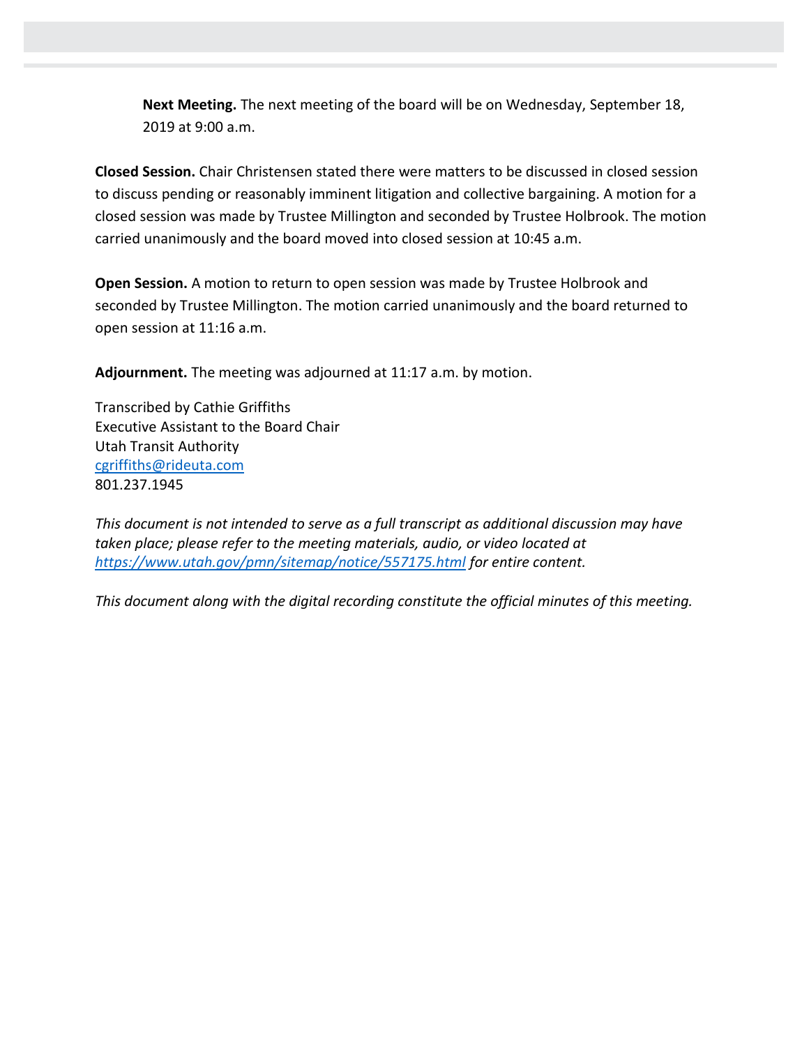**Next Meeting.** The next meeting of the board will be on Wednesday, September 18, 2019 at 9:00 a.m.

**Closed Session.** Chair Christensen stated there were matters to be discussed in closed session to discuss pending or reasonably imminent litigation and collective bargaining. A motion for a closed session was made by Trustee Millington and seconded by Trustee Holbrook. The motion carried unanimously and the board moved into closed session at 10:45 a.m.

**Open Session.** A motion to return to open session was made by Trustee Holbrook and seconded by Trustee Millington. The motion carried unanimously and the board returned to open session at 11:16 a.m.

**Adjournment.** The meeting was adjourned at 11:17 a.m. by motion.

Transcribed by Cathie Griffiths  
Executive Assistant to the Board Chair  
Utah Transit Authority  
cgriffiths@rideuta.com  
801.237.1945

*This document is not intended to serve as a full transcript as additional discussion may have taken place; please refer to the meeting materials, audio, or video located at https://www.utah.gov/pmn/sitemap/notice/557175.html for entire content.*

*This document along with the digital recording constitute the official minutes of this meeting.*